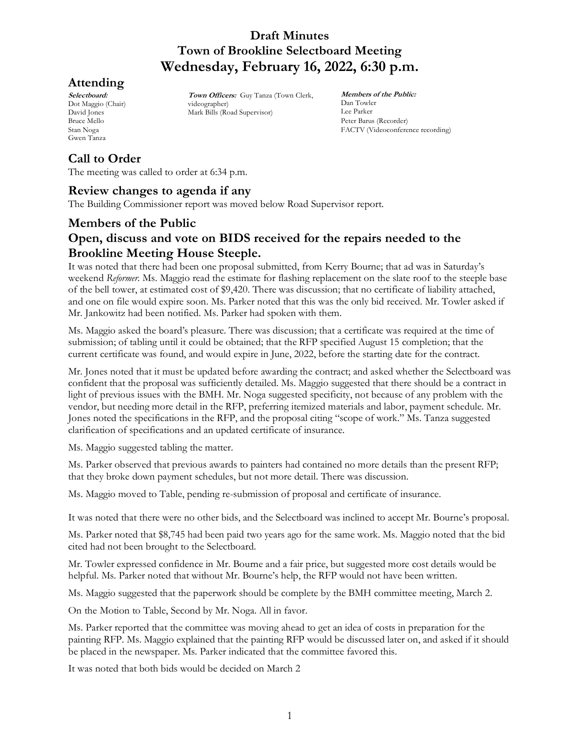# Draft Minutes
# Town of Brookline Selectboard Meeting
# Wednesday, February 16, 2022, 6:30 p.m.

## Attending

***Selectboard:***
Dot Maggio (Chair)
David Jones
Bruce Mello
Stan Noga
Gwen Tanza

***Town Officers:*** Guy Tanza (Town Clerk, videographer)
Mark Bills (Road Supervisor)

***Members of the Public:***
Dan Towler
Lee Parker
Peter Barus (Recorder)
FACTV (Videoconference recording)

## Call to Order

The meeting was called to order at 6:34 p.m.

## Review changes to agenda if any

The Building Commissioner report was moved below Road Supervisor report.

## Members of the Public

## Open, discuss and vote on BIDS received for the repairs needed to the Brookline Meeting House Steeple.

It was noted that there had been one proposal submitted, from Kerry Bourne; that ad was in Saturday's weekend *Reformer*. Ms. Maggio read the estimate for flashing replacement on the slate roof to the steeple base of the bell tower, at estimated cost of $9,420. There was discussion; that no certificate of liability attached, and one on file would expire soon. Ms. Parker noted that this was the only bid received. Mr. Towler asked if Mr. Jankowitz had been notified. Ms. Parker had spoken with them.

Ms. Maggio asked the board's pleasure. There was discussion; that a certificate was required at the time of submission; of tabling until it could be obtained; that the RFP specified August 15 completion; that the current certificate was found, and would expire in June, 2022, before the starting date for the contract.

Mr. Jones noted that it must be updated before awarding the contract; and asked whether the Selectboard was confident that the proposal was sufficiently detailed. Ms. Maggio suggested that there should be a contract in light of previous issues with the BMH. Mr. Noga suggested specificity, not because of any problem with the vendor, but needing more detail in the RFP, preferring itemized materials and labor, payment schedule. Mr. Jones noted the specifications in the RFP, and the proposal citing "scope of work." Ms. Tanza suggested clarification of specifications and an updated certificate of insurance.

Ms. Maggio suggested tabling the matter.

Ms. Parker observed that previous awards to painters had contained no more details than the present RFP; that they broke down payment schedules, but not more detail. There was discussion.

Ms. Maggio moved to Table, pending re-submission of proposal and certificate of insurance.

It was noted that there were no other bids, and the Selectboard was inclined to accept Mr. Bourne's proposal.

Ms. Parker noted that $8,745 had been paid two years ago for the same work. Ms. Maggio noted that the bid cited had not been brought to the Selectboard.

Mr. Towler expressed confidence in Mr. Bourne and a fair price, but suggested more cost details would be helpful. Ms. Parker noted that without Mr. Bourne's help, the RFP would not have been written.

Ms. Maggio suggested that the paperwork should be complete by the BMH committee meeting, March 2.

On the Motion to Table, Second by Mr. Noga. All in favor.

Ms. Parker reported that the committee was moving ahead to get an idea of costs in preparation for the painting RFP. Ms. Maggio explained that the painting RFP would be discussed later on, and asked if it should be placed in the newspaper. Ms. Parker indicated that the committee favored this.

It was noted that both bids would be decided on March 2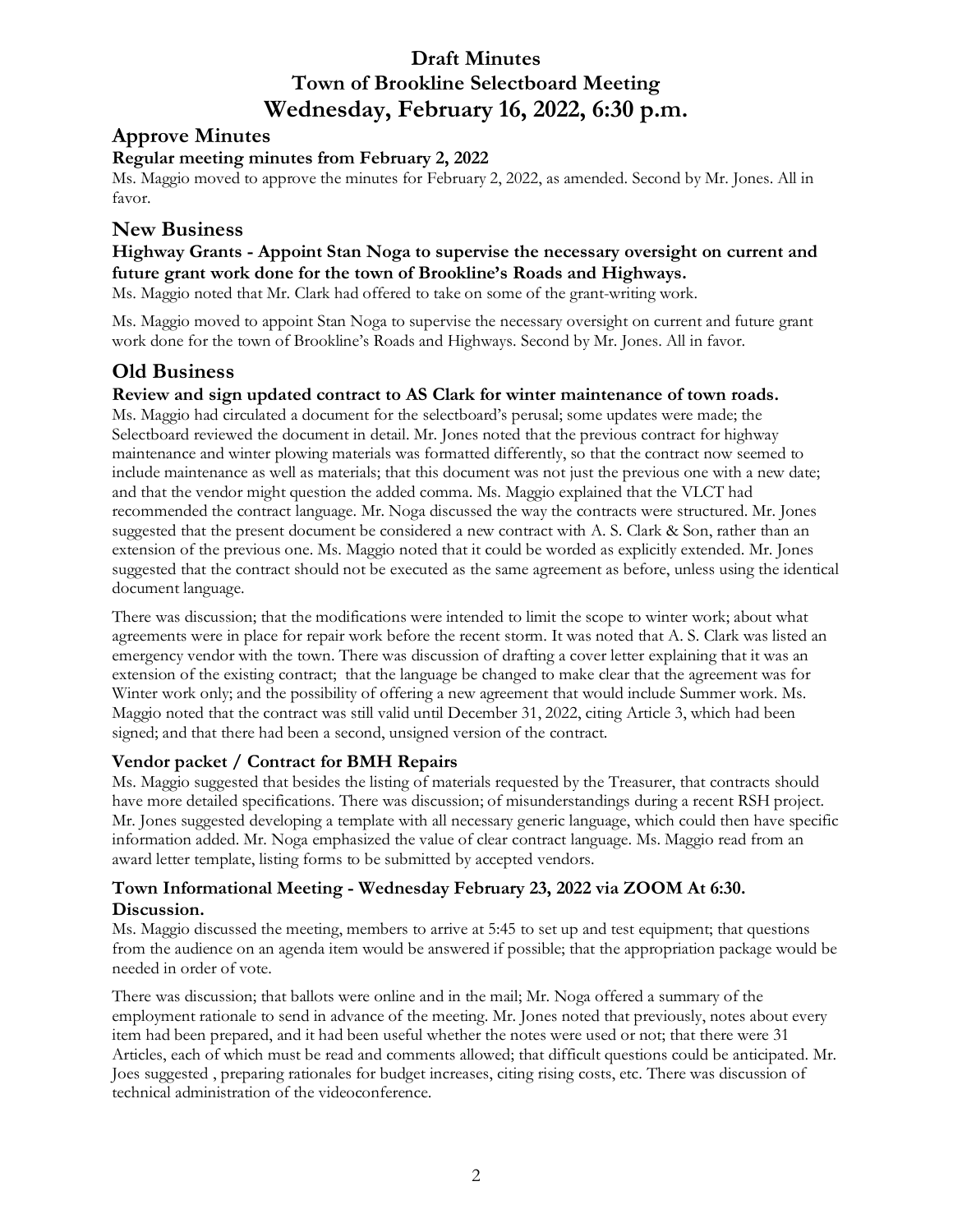# Draft Minutes
# Town of Brookline Selectboard Meeting
# Wednesday, February 16, 2022, 6:30 p.m.

## Approve Minutes

### Regular meeting minutes from February 2, 2022

Ms. Maggio moved to approve the minutes for February 2, 2022, as amended. Second by Mr. Jones. All in favor.

## New Business

### Highway Grants - Appoint Stan Noga to supervise the necessary oversight on current and future grant work done for the town of Brookline's Roads and Highways.

Ms. Maggio noted that Mr. Clark had offered to take on some of the grant-writing work.

Ms. Maggio moved to appoint Stan Noga to supervise the necessary oversight on current and future grant work done for the town of Brookline's Roads and Highways. Second by Mr. Jones. All in favor.

## Old Business

### Review and sign updated contract to AS Clark for winter maintenance of town roads.

Ms. Maggio had circulated a document for the selectboard's perusal; some updates were made; the Selectboard reviewed the document in detail. Mr. Jones noted that the previous contract for highway maintenance and winter plowing materials was formatted differently, so that the contract now seemed to include maintenance as well as materials; that this document was not just the previous one with a new date; and that the vendor might question the added comma. Ms. Maggio explained that the VLCT had recommended the contract language. Mr. Noga discussed the way the contracts were structured. Mr. Jones suggested that the present document be considered a new contract with A. S. Clark & Son, rather than an extension of the previous one. Ms. Maggio noted that it could be worded as explicitly extended. Mr. Jones suggested that the contract should not be executed as the same agreement as before, unless using the identical document language.

There was discussion; that the modifications were intended to limit the scope to winter work; about what agreements were in place for repair work before the recent storm. It was noted that A. S. Clark was listed an emergency vendor with the town. There was discussion of drafting a cover letter explaining that it was an extension of the existing contract; that the language be changed to make clear that the agreement was for Winter work only; and the possibility of offering a new agreement that would include Summer work. Ms. Maggio noted that the contract was still valid until December 31, 2022, citing Article 3, which had been signed; and that there had been a second, unsigned version of the contract.

### Vendor packet / Contract for BMH Repairs

Ms. Maggio suggested that besides the listing of materials requested by the Treasurer, that contracts should have more detailed specifications. There was discussion; of misunderstandings during a recent RSH project. Mr. Jones suggested developing a template with all necessary generic language, which could then have specific information added. Mr. Noga emphasized the value of clear contract language. Ms. Maggio read from an award letter template, listing forms to be submitted by accepted vendors.

### Town Informational Meeting - Wednesday February 23, 2022 via ZOOM At 6:30. Discussion.

Ms. Maggio discussed the meeting, members to arrive at 5:45 to set up and test equipment; that questions from the audience on an agenda item would be answered if possible; that the appropriation package would be needed in order of vote.

There was discussion; that ballots were online and in the mail; Mr. Noga offered a summary of the employment rationale to send in advance of the meeting. Mr. Jones noted that previously, notes about every item had been prepared, and it had been useful whether the notes were used or not; that there were 31 Articles, each of which must be read and comments allowed; that difficult questions could be anticipated. Mr. Joes suggested , preparing rationales for budget increases, citing rising costs, etc. There was discussion of technical administration of the videoconference.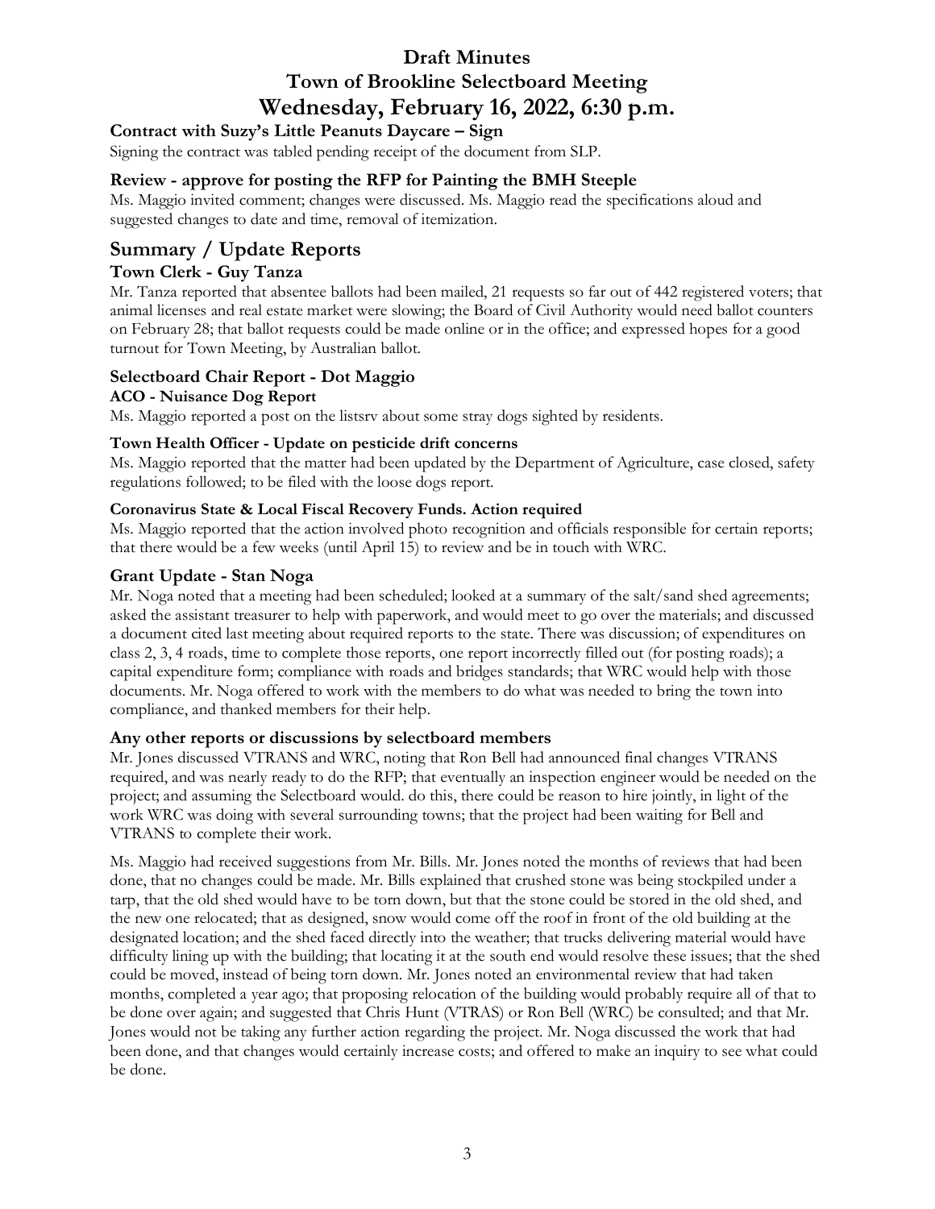# Draft Minutes
# Town of Brookline Selectboard Meeting
# Wednesday, February 16, 2022, 6:30 p.m.

### Contract with Suzy's Little Peanuts Daycare – Sign

Signing the contract was tabled pending receipt of the document from SLP.

### Review - approve for posting the RFP for Painting the BMH Steeple

Ms. Maggio invited comment; changes were discussed. Ms. Maggio read the specifications aloud and suggested changes to date and time, removal of itemization.

## Summary / Update Reports

### Town Clerk - Guy Tanza

Mr. Tanza reported that absentee ballots had been mailed, 21 requests so far out of 442 registered voters; that animal licenses and real estate market were slowing; the Board of Civil Authority would need ballot counters on February 28; that ballot requests could be made online or in the office; and expressed hopes for a good turnout for Town Meeting, by Australian ballot.

### Selectboard Chair Report - Dot Maggio

#### ACO - Nuisance Dog Report

Ms. Maggio reported a post on the listsrv about some stray dogs sighted by residents.

#### Town Health Officer - Update on pesticide drift concerns

Ms. Maggio reported that the matter had been updated by the Department of Agriculture, case closed, safety regulations followed; to be filed with the loose dogs report.

#### Coronavirus State & Local Fiscal Recovery Funds. Action required

Ms. Maggio reported that the action involved photo recognition and officials responsible for certain reports; that there would be a few weeks (until April 15) to review and be in touch with WRC.

### Grant Update - Stan Noga

Mr. Noga noted that a meeting had been scheduled; looked at a summary of the salt/sand shed agreements; asked the assistant treasurer to help with paperwork, and would meet to go over the materials; and discussed a document cited last meeting about required reports to the state. There was discussion; of expenditures on class 2, 3, 4 roads, time to complete those reports, one report incorrectly filled out (for posting roads); a capital expenditure form; compliance with roads and bridges standards; that WRC would help with those documents. Mr. Noga offered to work with the members to do what was needed to bring the town into compliance, and thanked members for their help.

### Any other reports or discussions by selectboard members

Mr. Jones discussed VTRANS and WRC, noting that Ron Bell had announced final changes VTRANS required, and was nearly ready to do the RFP; that eventually an inspection engineer would be needed on the project; and assuming the Selectboard would. do this, there could be reason to hire jointly, in light of the work WRC was doing with several surrounding towns; that the project had been waiting for Bell and VTRANS to complete their work.

Ms. Maggio had received suggestions from Mr. Bills. Mr. Jones noted the months of reviews that had been done, that no changes could be made. Mr. Bills explained that crushed stone was being stockpiled under a tarp, that the old shed would have to be torn down, but that the stone could be stored in the old shed, and the new one relocated; that as designed, snow would come off the roof in front of the old building at the designated location; and the shed faced directly into the weather; that trucks delivering material would have difficulty lining up with the building; that locating it at the south end would resolve these issues; that the shed could be moved, instead of being torn down. Mr. Jones noted an environmental review that had taken months, completed a year ago; that proposing relocation of the building would probably require all of that to be done over again; and suggested that Chris Hunt (VTRAS) or Ron Bell (WRC) be consulted; and that Mr. Jones would not be taking any further action regarding the project. Mr. Noga discussed the work that had been done, and that changes would certainly increase costs; and offered to make an inquiry to see what could be done.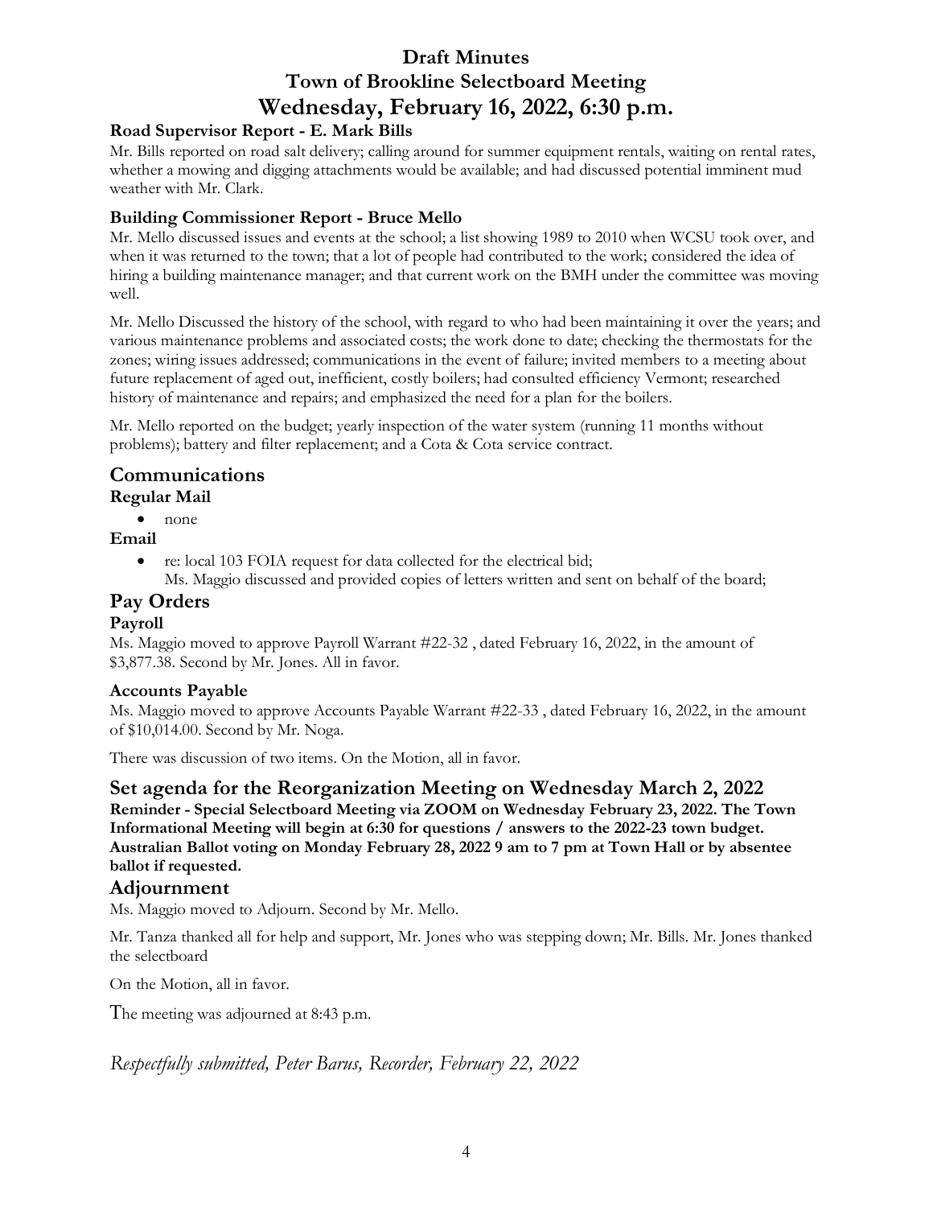# Draft Minutes
# Town of Brookline Selectboard Meeting
# Wednesday, February 16, 2022, 6:30 p.m.

### Road Supervisor Report - E. Mark Bills

Mr. Bills reported on road salt delivery; calling around for summer equipment rentals, waiting on rental rates, whether a mowing and digging attachments would be available; and had discussed potential imminent mud weather with Mr. Clark.

### Building Commissioner Report - Bruce Mello

Mr. Mello discussed issues and events at the school; a list showing 1989 to 2010 when WCSU took over, and when it was returned to the town; that a lot of people had contributed to the work; considered the idea of hiring a building maintenance manager; and that current work on the BMH under the committee was moving well.

Mr. Mello Discussed the history of the school, with regard to who had been maintaining it over the years; and various maintenance problems and associated costs; the work done to date; checking the thermostats for the zones; wiring issues addressed; communications in the event of failure; invited members to a meeting about future replacement of aged out, inefficient, costly boilers; had consulted efficiency Vermont; researched history of maintenance and repairs; and emphasized the need for a plan for the boilers.

Mr. Mello reported on the budget; yearly inspection of the water system (running 11 months without problems); battery and filter replacement; and a Cota & Cota service contract.

## Communications

### Regular Mail

- none

### Email

- re: local 103 FOIA request for data collected for the electrical bid;
  Ms. Maggio discussed and provided copies of letters written and sent on behalf of the board;

## Pay Orders

### Payroll

Ms. Maggio moved to approve Payroll Warrant #22-32 , dated February 16, 2022, in the amount of $3,877.38. Second by Mr. Jones. All in favor.

### Accounts Payable

Ms. Maggio moved to approve Accounts Payable Warrant #22-33 , dated February 16, 2022, in the amount of $10,014.00. Second by Mr. Noga.

There was discussion of two items. On the Motion, all in favor.

## Set agenda for the Reorganization Meeting on Wednesday March 2, 2022

**Reminder - Special Selectboard Meeting via ZOOM on Wednesday February 23, 2022. The Town Informational Meeting will begin at 6:30 for questions / answers to the 2022-23 town budget. Australian Ballot voting on Monday February 28, 2022 9 am to 7 pm at Town Hall or by absentee ballot if requested.**

## Adjournment

Ms. Maggio moved to Adjourn. Second by Mr. Mello.

Mr. Tanza thanked all for help and support, Mr. Jones who was stepping down; Mr. Bills. Mr. Jones thanked the selectboard

On the Motion, all in favor.

The meeting was adjourned at 8:43 p.m.

*Respectfully submitted, Peter Barus, Recorder, February 22, 2022*